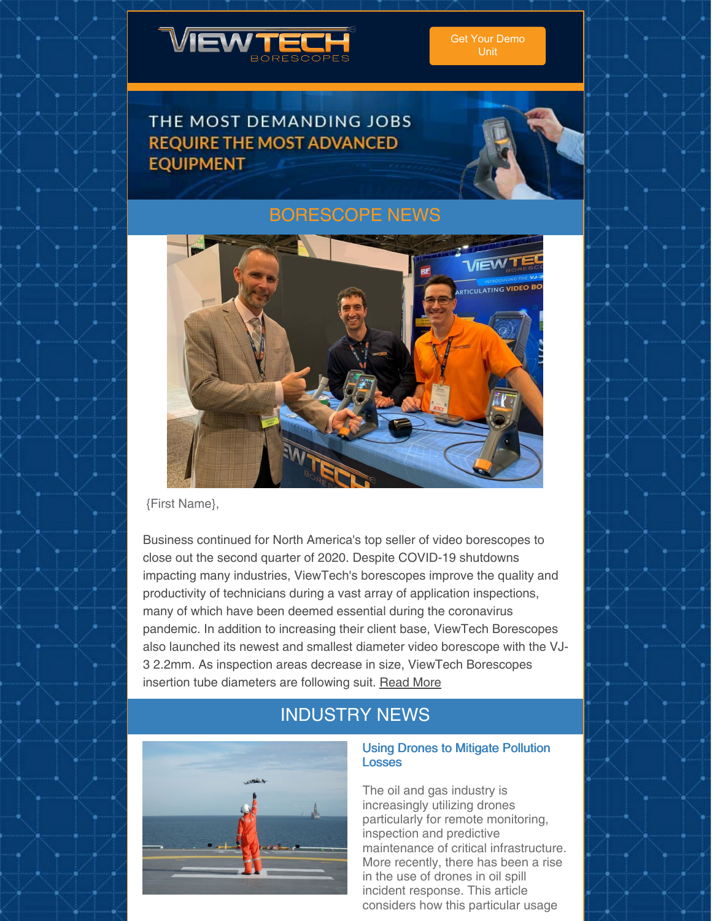Get Your Demo Unit

THE MOST DEMANDING JOBS REQUIRE THE MOST ADVANCED EQUIPMENT

## BORESCOPE NEWS

{First Name},

Business continued for North America's top seller of video borescopes to close out the second quarter of 2020. Despite COVID-19 shutdowns impacting many industries, ViewTech's borescopes improve the quality and productivity of technicians during a vast array of application inspections, many of which have been deemed essential during the coronavirus pandemic. In addition to increasing their client base, ViewTech Borescopes also launched its newest and smallest diameter video borescope with the VJ-3 2.2mm. As inspection areas decrease in size, ViewTech Borescopes insertion tube diameters are following suit. Read More

## INDUSTRY NEWS

### Using Drones to Mitigate Pollution Losses

The oil and gas industry is increasingly utilizing drones particularly for remote monitoring, inspection and predictive maintenance of critical infrastructure. More recently, there has been a rise in the use of drones in oil spill incident response. This article considers how this particular usage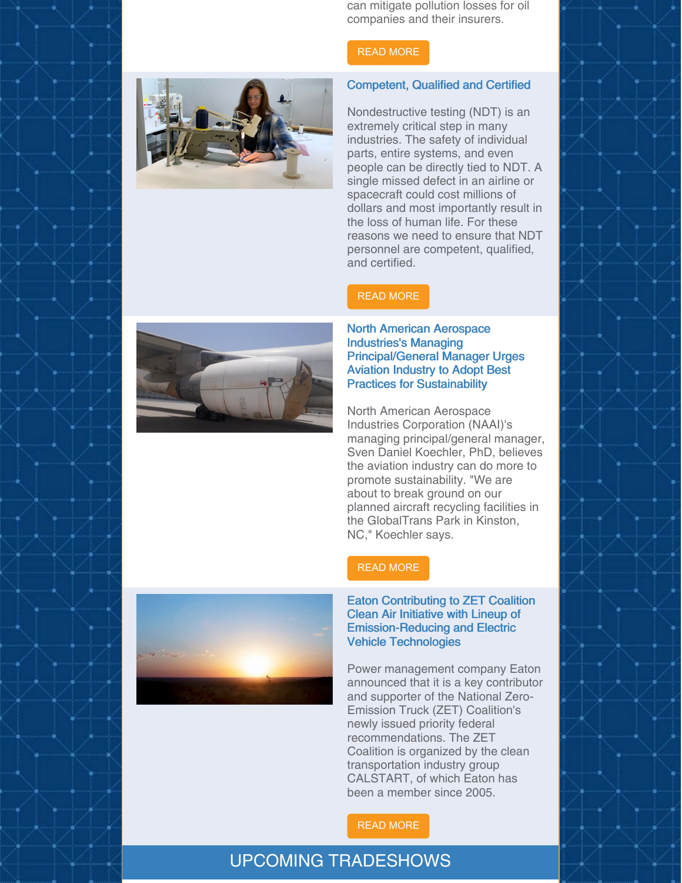can mitigate pollution losses for oil companies and their insurers.

READ MORE

### Competent, Qualified and Certified

Nondestructive testing (NDT) is an extremely critical step in many industries. The safety of individual parts, entire systems, and even people can be directly tied to NDT. A single missed defect in an airline or spacecraft could cost millions of dollars and most importantly result in the loss of human life. For these reasons we need to ensure that NDT personnel are competent, qualified, and certified.

READ MORE

### North American Aerospace Industries's Managing Principal/General Manager Urges Aviation Industry to Adopt Best Practices for Sustainability

North American Aerospace Industries Corporation (NAAI)'s managing principal/general manager, Sven Daniel Koechler, PhD, believes the aviation industry can do more to promote sustainability. "We are about to break ground on our planned aircraft recycling facilities in the GlobalTrans Park in Kinston, NC," Koechler says.

READ MORE

### Eaton Contributing to ZET Coalition Clean Air Initiative with Lineup of Emission-Reducing and Electric Vehicle Technologies

Power management company Eaton announced that it is a key contributor and supporter of the National Zero-Emission Truck (ZET) Coalition's newly issued priority federal recommendations. The ZET Coalition is organized by the clean transportation industry group CALSTART, of which Eaton has been a member since 2005.

READ MORE

## UPCOMING TRADESHOWS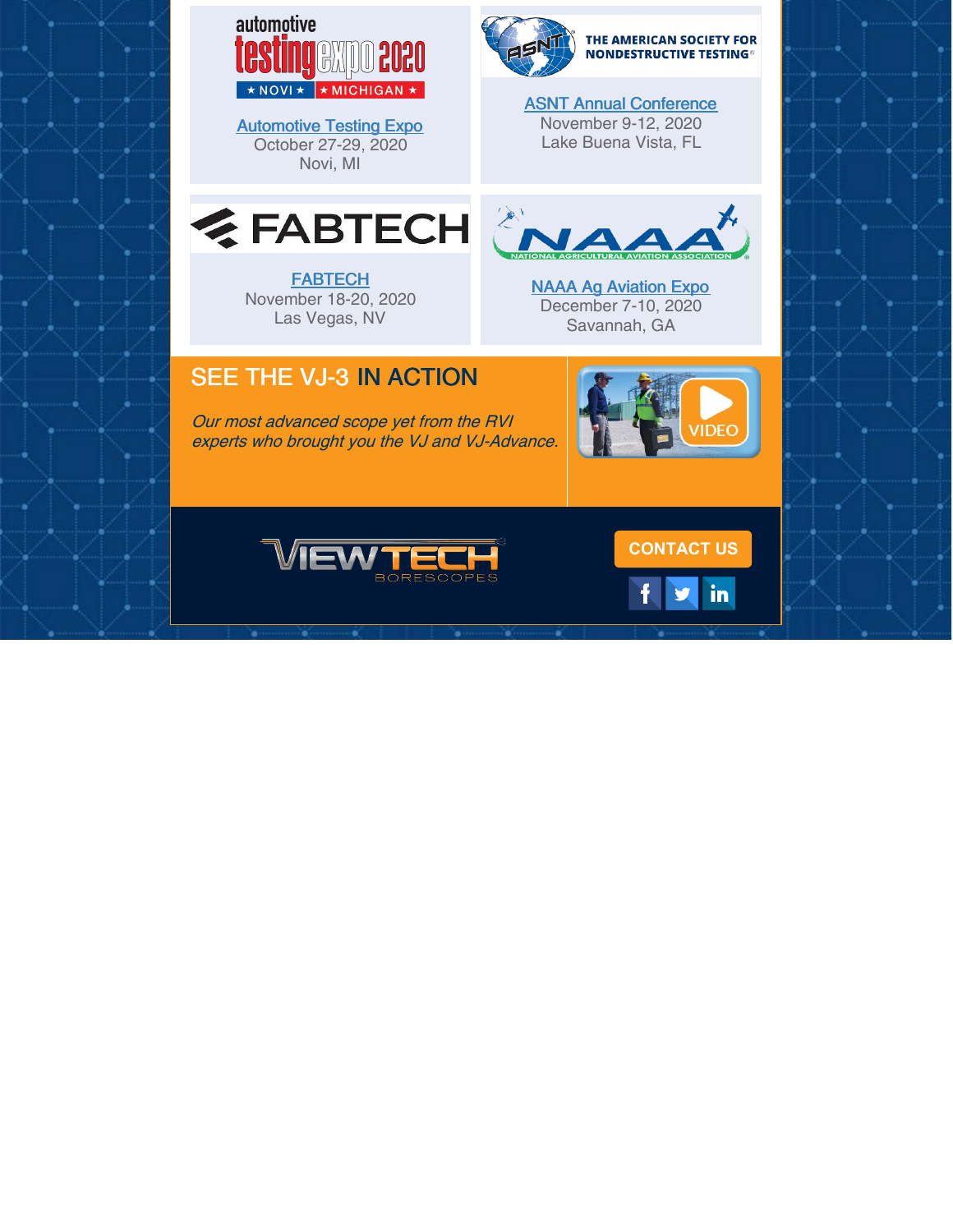Automotive Testing Expo
October 27-29, 2020
Novi, MI

ASNT Annual Conference
November 9-12, 2020
Lake Buena Vista, FL

FABTECH
November 18-20, 2020
Las Vegas, NV

NAAA Ag Aviation Expo
December 7-10, 2020
Savannah, GA

## SEE THE VJ-3 IN ACTION

*Our most advanced scope yet from the RVI experts who brought you the VJ and VJ-Advance.*

VIDEO

CONTACT US